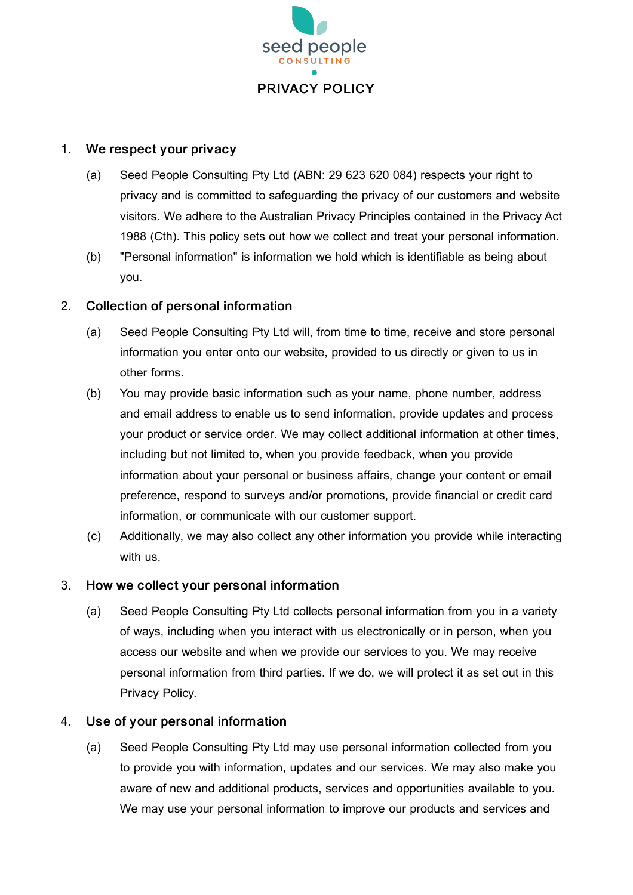seed people

CONSULTING

# PRIVACY POLICY

## 1. We respect your privacy

(a) Seed People Consulting Pty Ltd (ABN: 29 623 620 084) respects your right to privacy and is committed to safeguarding the privacy of our customers and website visitors. We adhere to the Australian Privacy Principles contained in the Privacy Act 1988 (Cth). This policy sets out how we collect and treat your personal information.

(b) "Personal information" is information we hold which is identifiable as being about you.

## 2. Collection of personal information

(a) Seed People Consulting Pty Ltd will, from time to time, receive and store personal information you enter onto our website, provided to us directly or given to us in other forms.

(b) You may provide basic information such as your name, phone number, address and email address to enable us to send information, provide updates and process your product or service order. We may collect additional information at other times, including but not limited to, when you provide feedback, when you provide information about your personal or business affairs, change your content or email preference, respond to surveys and/or promotions, provide financial or credit card information, or communicate with our customer support.

(c) Additionally, we may also collect any other information you provide while interacting with us.

## 3. How we collect your personal information

(a) Seed People Consulting Pty Ltd collects personal information from you in a variety of ways, including when you interact with us electronically or in person, when you access our website and when we provide our services to you. We may receive personal information from third parties. If we do, we will protect it as set out in this Privacy Policy.

## 4. Use of your personal information

(a) Seed People Consulting Pty Ltd may use personal information collected from you to provide you with information, updates and our services. We may also make you aware of new and additional products, services and opportunities available to you. We may use your personal information to improve our products and services and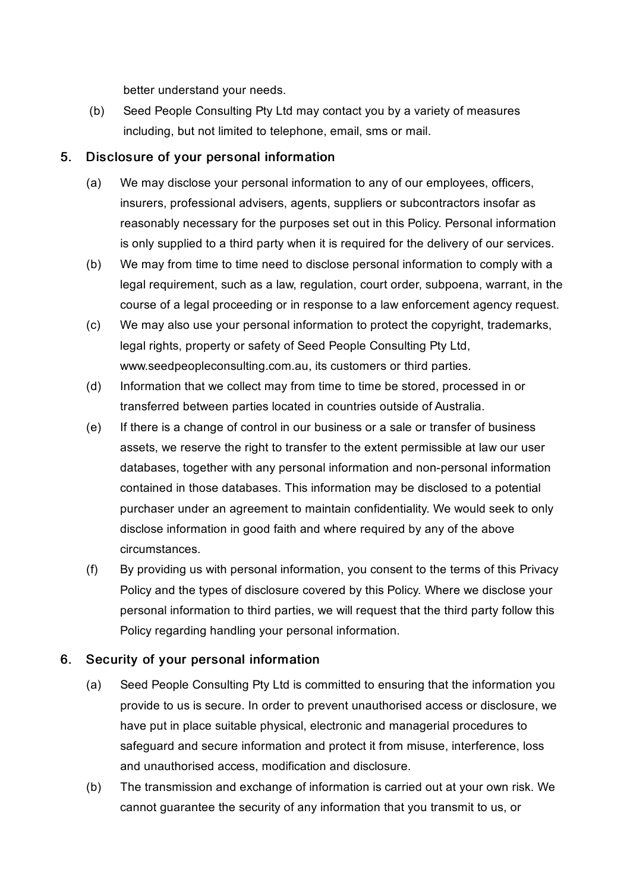better understand your needs.

(b) Seed People Consulting Pty Ltd may contact you by a variety of measures including, but not limited to telephone, email, sms or mail.

## 5. Disclosure of your personal information

(a) We may disclose your personal information to any of our employees, officers, insurers, professional advisers, agents, suppliers or subcontractors insofar as reasonably necessary for the purposes set out in this Policy. Personal information is only supplied to a third party when it is required for the delivery of our services.

(b) We may from time to time need to disclose personal information to comply with a legal requirement, such as a law, regulation, court order, subpoena, warrant, in the course of a legal proceeding or in response to a law enforcement agency request.

(c) We may also use your personal information to protect the copyright, trademarks, legal rights, property or safety of Seed People Consulting Pty Ltd, www.seedpeopleconsulting.com.au, its customers or third parties.

(d) Information that we collect may from time to time be stored, processed in or transferred between parties located in countries outside of Australia.

(e) If there is a change of control in our business or a sale or transfer of business assets, we reserve the right to transfer to the extent permissible at law our user databases, together with any personal information and non-personal information contained in those databases. This information may be disclosed to a potential purchaser under an agreement to maintain confidentiality. We would seek to only disclose information in good faith and where required by any of the above circumstances.

(f) By providing us with personal information, you consent to the terms of this Privacy Policy and the types of disclosure covered by this Policy. Where we disclose your personal information to third parties, we will request that the third party follow this Policy regarding handling your personal information.

## 6. Security of your personal information

(a) Seed People Consulting Pty Ltd is committed to ensuring that the information you provide to us is secure. In order to prevent unauthorised access or disclosure, we have put in place suitable physical, electronic and managerial procedures to safeguard and secure information and protect it from misuse, interference, loss and unauthorised access, modification and disclosure.

(b) The transmission and exchange of information is carried out at your own risk. We cannot guarantee the security of any information that you transmit to us, or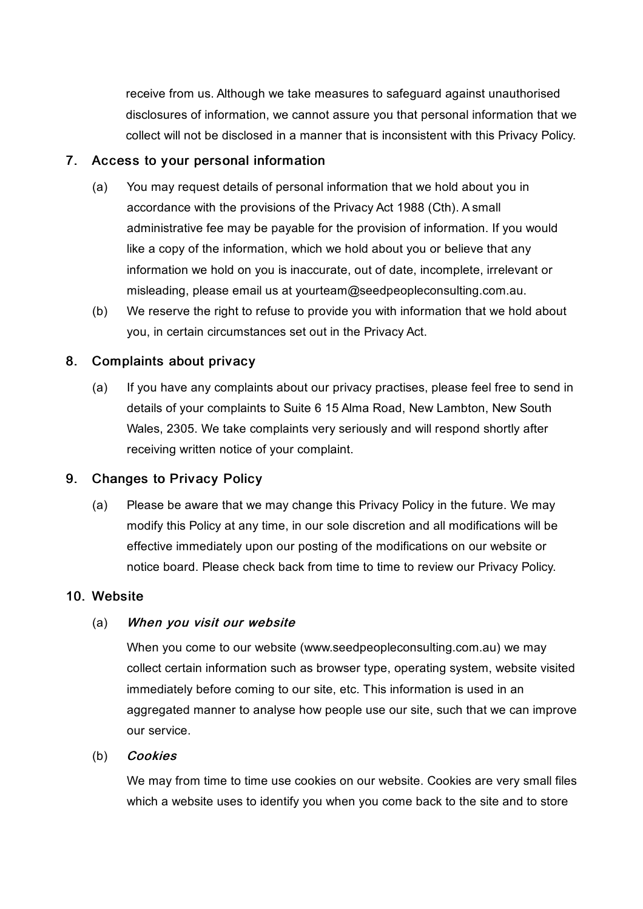receive from us. Although we take measures to safeguard against unauthorised disclosures of information, we cannot assure you that personal information that we collect will not be disclosed in a manner that is inconsistent with this Privacy Policy.

## 7. Access to your personal information

(a) You may request details of personal information that we hold about you in accordance with the provisions of the Privacy Act 1988 (Cth). A small administrative fee may be payable for the provision of information. If you would like a copy of the information, which we hold about you or believe that any information we hold on you is inaccurate, out of date, incomplete, irrelevant or misleading, please email us at yourteam@seedpeopleconsulting.com.au.

(b) We reserve the right to refuse to provide you with information that we hold about you, in certain circumstances set out in the Privacy Act.

## 8. Complaints about privacy

(a) If you have any complaints about our privacy practises, please feel free to send in details of your complaints to Suite 6 15 Alma Road, New Lambton, New South Wales, 2305. We take complaints very seriously and will respond shortly after receiving written notice of your complaint.

## 9. Changes to Privacy Policy

(a) Please be aware that we may change this Privacy Policy in the future. We may modify this Policy at any time, in our sole discretion and all modifications will be effective immediately upon our posting of the modifications on our website or notice board. Please check back from time to time to review our Privacy Policy.

## 10. Website

(a) ***When you visit our website***

When you come to our website (www.seedpeopleconsulting.com.au) we may collect certain information such as browser type, operating system, website visited immediately before coming to our site, etc. This information is used in an aggregated manner to analyse how people use our site, such that we can improve our service.

(b) ***Cookies***

We may from time to time use cookies on our website. Cookies are very small files which a website uses to identify you when you come back to the site and to store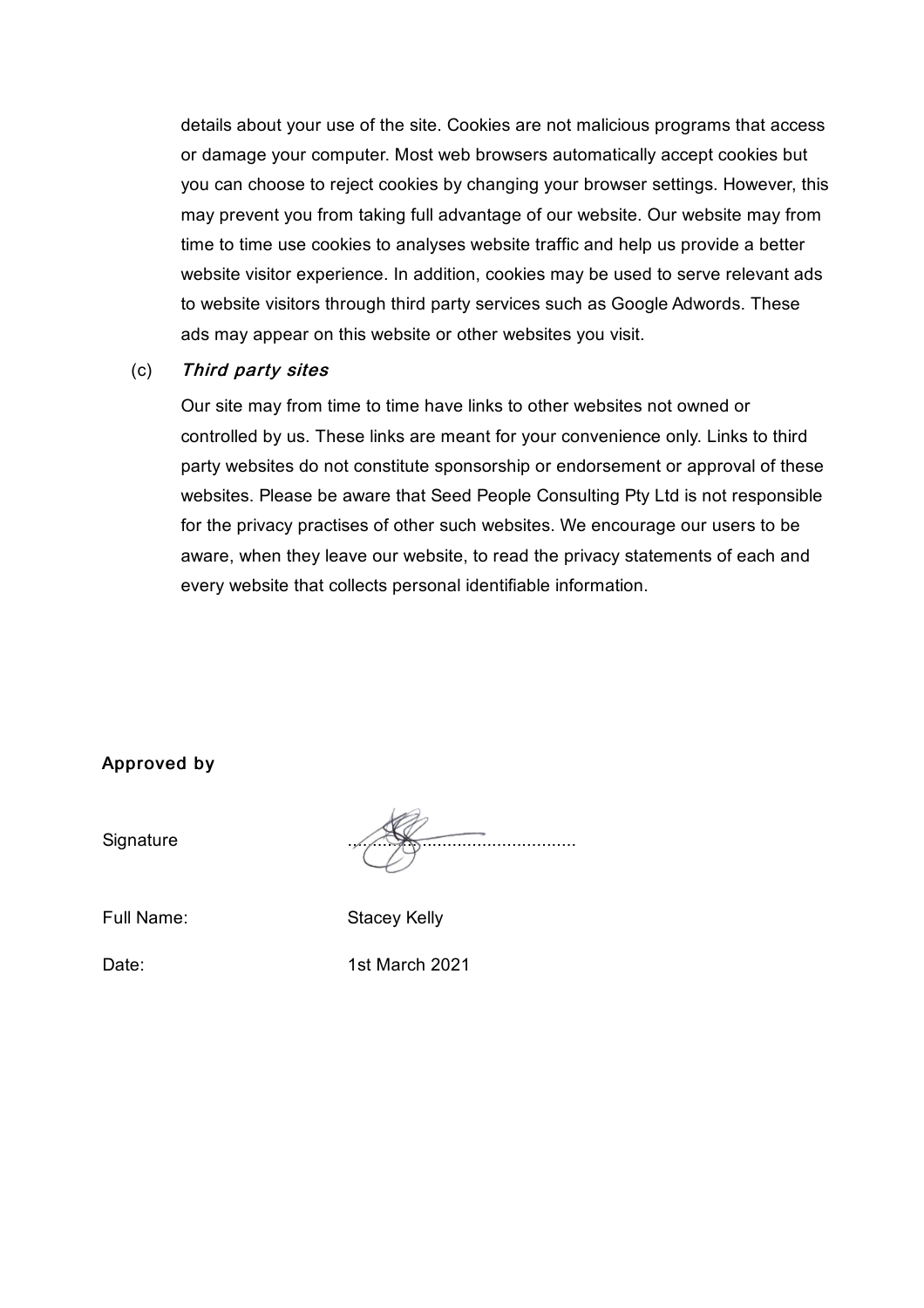details about your use of the site. Cookies are not malicious programs that access or damage your computer. Most web browsers automatically accept cookies but you can choose to reject cookies by changing your browser settings. However, this may prevent you from taking full advantage of our website. Our website may from time to time use cookies to analyses website traffic and help us provide a better website visitor experience. In addition, cookies may be used to serve relevant ads to website visitors through third party services such as Google Adwords. These ads may appear on this website or other websites you visit.

(c) *Third party sites*

Our site may from time to time have links to other websites not owned or controlled by us. These links are meant for your convenience only. Links to third party websites do not constitute sponsorship or endorsement or approval of these websites. Please be aware that Seed People Consulting Pty Ltd is not responsible for the privacy practises of other such websites. We encourage our users to be aware, when they leave our website, to read the privacy statements of each and every website that collects personal identifiable information.

**Approved by**

Signature ..........................................

Full Name: Stacey Kelly

Date: 1st March 2021